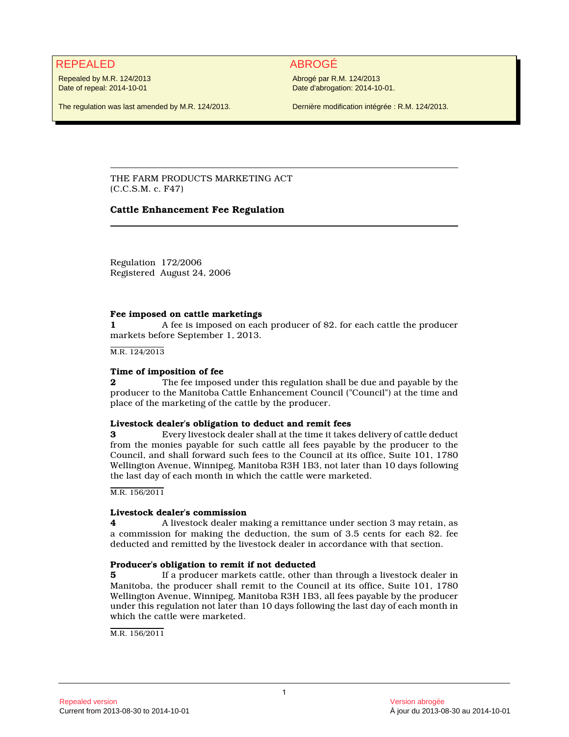REPEALED

Repealed by M.R. 124/2013
Date of repeal: 2014-10-01

The regulation was last amended by M.R. 124/2013.

ABROGÉ

Abrogé par R.M. 124/2013
Date d'abrogation: 2014-10-01.

Dernière modification intégrée : R.M. 124/2013.

---

THE FARM PRODUCTS MARKETING ACT
(C.C.S.M. c. F47)

**Cattle Enhancement Fee Regulation**

---

Regulation 172/2006
Registered August 24, 2006

**Fee imposed on cattle marketings**

**1** A fee is imposed on each producer of $2. for each cattle the producer markets before September 1, 2013.

M.R. 124/2013

**Time of imposition of fee**

**2** The fee imposed under this regulation shall be due and payable by the producer to the Manitoba Cattle Enhancement Council ("Council") at the time and place of the marketing of the cattle by the producer.

**Livestock dealer's obligation to deduct and remit fees**

**3** Every livestock dealer shall at the time it takes delivery of cattle deduct from the monies payable for such cattle all fees payable by the producer to the Council, and shall forward such fees to the Council at its office, Suite 101, 1780 Wellington Avenue, Winnipeg, Manitoba R3H 1B3, not later than 10 days following the last day of each month in which the cattle were marketed.

M.R. 156/2011

**Livestock dealer's commission**

**4** A livestock dealer making a remittance under section 3 may retain, as a commission for making the deduction, the sum of 3.5 cents for each $2. fee deducted and remitted by the livestock dealer in accordance with that section.

**Producer's obligation to remit if not deducted**

**5** If a producer markets cattle, other than through a livestock dealer in Manitoba, the producer shall remit to the Council at its office, Suite 101, 1780 Wellington Avenue, Winnipeg, Manitoba R3H 1B3, all fees payable by the producer under this regulation not later than 10 days following the last day of each month in which the cattle were marketed.

M.R. 156/2011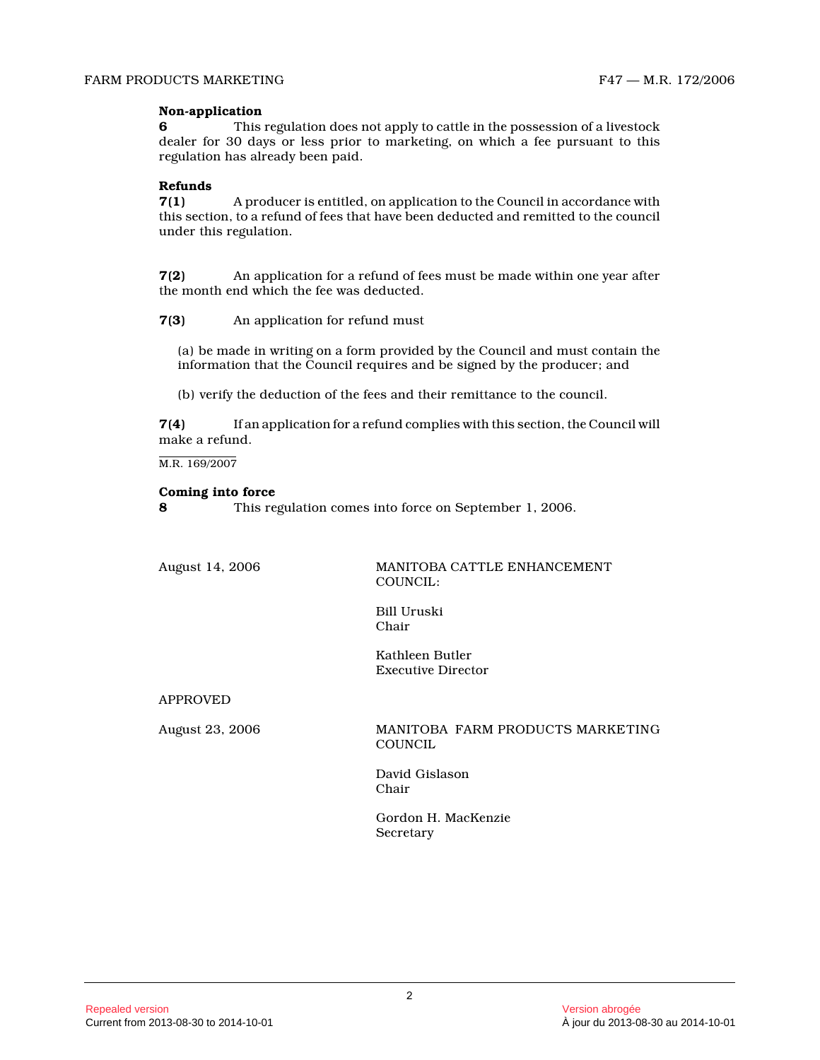**Non-application**

**6** This regulation does not apply to cattle in the possession of a livestock dealer for 30 days or less prior to marketing, on which a fee pursuant to this regulation has already been paid.

**Refunds**

**7(1)** A producer is entitled, on application to the Council in accordance with this section, to a refund of fees that have been deducted and remitted to the council under this regulation.

**7(2)** An application for a refund of fees must be made within one year after the month end which the fee was deducted.

**7(3)** An application for refund must

(a) be made in writing on a form provided by the Council and must contain the information that the Council requires and be signed by the producer; and

(b) verify the deduction of the fees and their remittance to the council.

**7(4)** If an application for a refund complies with this section, the Council will make a refund.

M.R. 169/2007

**Coming into force**

**8** This regulation comes into force on September 1, 2006.

August 14, 2006

MANITOBA CATTLE ENHANCEMENT COUNCIL:

Bill Uruski
Chair

Kathleen Butler
Executive Director

APPROVED

August 23, 2006

MANITOBA FARM PRODUCTS MARKETING COUNCIL

David Gislason
Chair

Gordon H. MacKenzie
Secretary